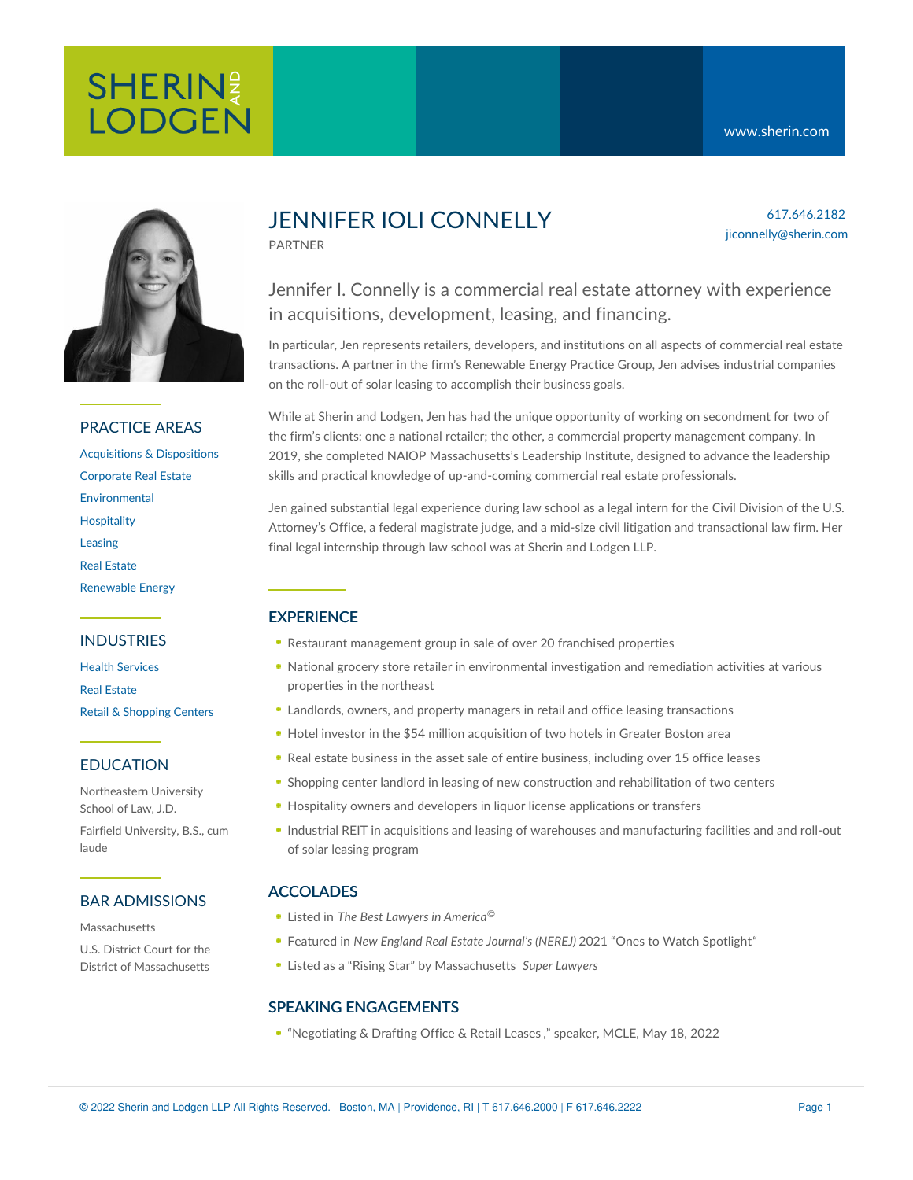SHERIN AND LODGEN

www.sherin.com

# JENNIFER IOLI CONNELLY

PARTNER

617.646.2182
jiconnelly@sherin.com

## Jennifer I. Connelly is a commercial real estate attorney with experience in acquisitions, development, leasing, and financing.

In particular, Jen represents retailers, developers, and institutions on all aspects of commercial real estate transactions. A partner in the firm's Renewable Energy Practice Group, Jen advises industrial companies on the roll-out of solar leasing to accomplish their business goals.

While at Sherin and Lodgen, Jen has had the unique opportunity of working on secondment for two of the firm's clients: one a national retailer; the other, a commercial property management company. In 2019, she completed NAIOP Massachusetts's Leadership Institute, designed to advance the leadership skills and practical knowledge of up-and-coming commercial real estate professionals.

Jen gained substantial legal experience during law school as a legal intern for the Civil Division of the U.S. Attorney's Office, a federal magistrate judge, and a mid-size civil litigation and transactional law firm. Her final legal internship through law school was at Sherin and Lodgen LLP.

## PRACTICE AREAS

- Acquisitions & Dispositions
- Corporate Real Estate
- Environmental
- Hospitality
- Leasing
- Real Estate
- Renewable Energy

## INDUSTRIES

- Health Services
- Real Estate
- Retail & Shopping Centers

## EDUCATION

Northeastern University School of Law, J.D.

Fairfield University, B.S., cum laude

## BAR ADMISSIONS

Massachusetts

U.S. District Court for the District of Massachusetts

## EXPERIENCE

- Restaurant management group in sale of over 20 franchised properties
- National grocery store retailer in environmental investigation and remediation activities at various properties in the northeast
- Landlords, owners, and property managers in retail and office leasing transactions
- Hotel investor in the $54 million acquisition of two hotels in Greater Boston area
- Real estate business in the asset sale of entire business, including over 15 office leases
- Shopping center landlord in leasing of new construction and rehabilitation of two centers
- Hospitality owners and developers in liquor license applications or transfers
- Industrial REIT in acquisitions and leasing of warehouses and manufacturing facilities and and roll-out of solar leasing program

## ACCOLADES

- Listed in *The Best Lawyers in America*©
- Featured in *New England Real Estate Journal's (NEREJ)* 2021 "Ones to Watch Spotlight"
- Listed as a "Rising Star" by Massachusetts *Super Lawyers*

## SPEAKING ENGAGEMENTS

- "Negotiating & Drafting Office & Retail Leases ," speaker, MCLE, May 18, 2022

© 2022 Sherin and Lodgen LLP All Rights Reserved. | Boston, MA | Providence, RI | T 617.646.2000 | F 617.646.2222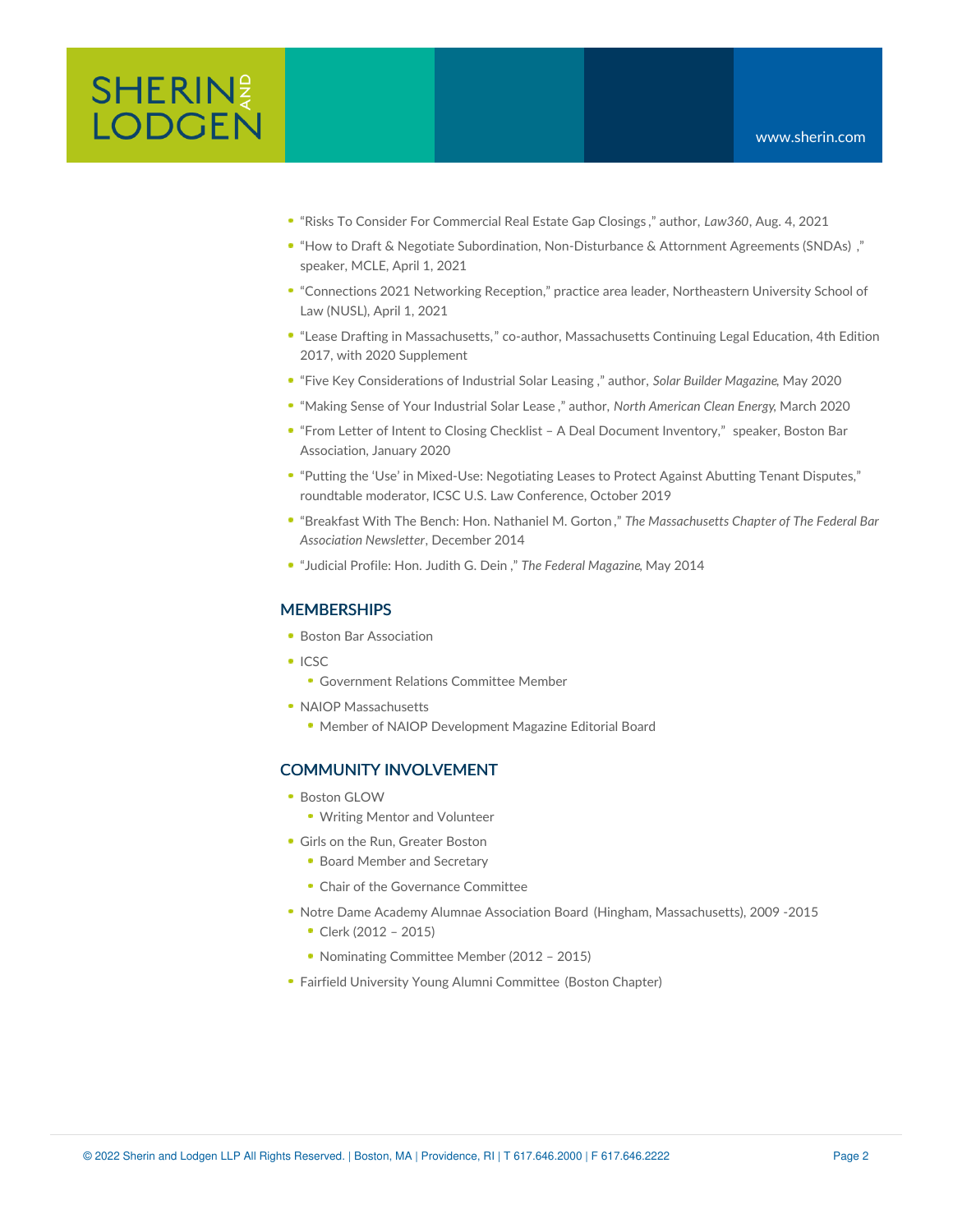- "Risks To Consider For Commercial Real Estate Gap Closings," author, *Law360*, Aug. 4, 2021
- "How to Draft & Negotiate Subordination, Non-Disturbance & Attornment Agreements (SNDAs)," speaker, MCLE, April 1, 2021
- "Connections 2021 Networking Reception," practice area leader, Northeastern University School of Law (NUSL), April 1, 2021
- "Lease Drafting in Massachusetts," co-author, Massachusetts Continuing Legal Education, 4th Edition 2017, with 2020 Supplement
- "Five Key Considerations of Industrial Solar Leasing," author, *Solar Builder Magazine*, May 2020
- "Making Sense of Your Industrial Solar Lease," author, *North American Clean Energy*, March 2020
- "From Letter of Intent to Closing Checklist – A Deal Document Inventory," speaker, Boston Bar Association, January 2020
- "Putting the 'Use' in Mixed-Use: Negotiating Leases to Protect Against Abutting Tenant Disputes," roundtable moderator, ICSC U.S. Law Conference, October 2019
- "Breakfast With The Bench: Hon. Nathaniel M. Gorton," *The Massachusetts Chapter of The Federal Bar Association Newsletter*, December 2014
- "Judicial Profile: Hon. Judith G. Dein," *The Federal Magazine*, May 2014

## MEMBERSHIPS

- Boston Bar Association
- ICSC
  - Government Relations Committee Member
- NAIOP Massachusetts
  - Member of NAIOP Development Magazine Editorial Board

## COMMUNITY INVOLVEMENT

- Boston GLOW
  - Writing Mentor and Volunteer
- Girls on the Run, Greater Boston
  - Board Member and Secretary
  - Chair of the Governance Committee
- Notre Dame Academy Alumnae Association Board (Hingham, Massachusetts), 2009 -2015
  - Clerk (2012 – 2015)
  - Nominating Committee Member (2012 – 2015)
- Fairfield University Young Alumni Committee (Boston Chapter)